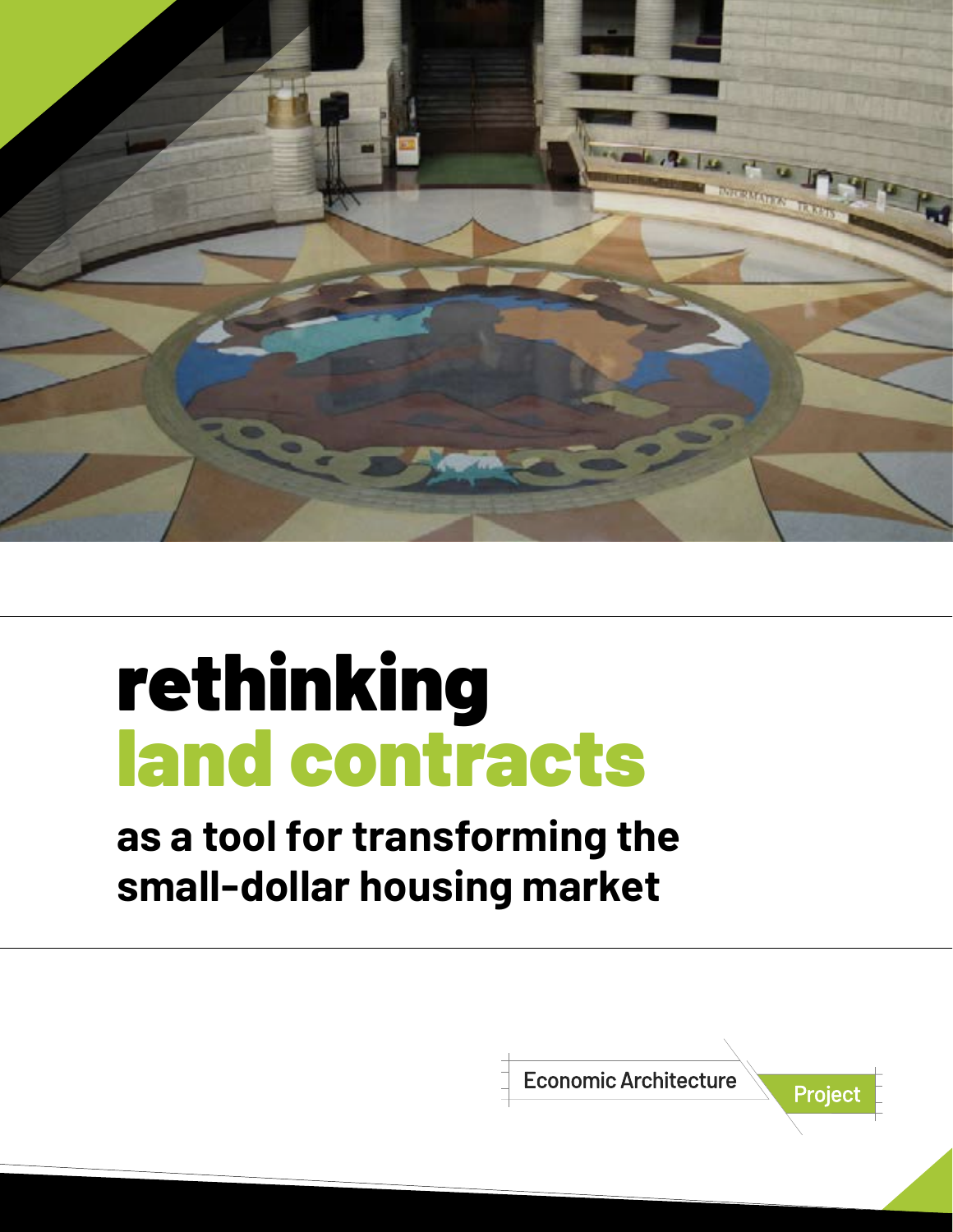# rethinking land contracts

## as a tool for transforming the small-dollar housing market

Economic Architecture Project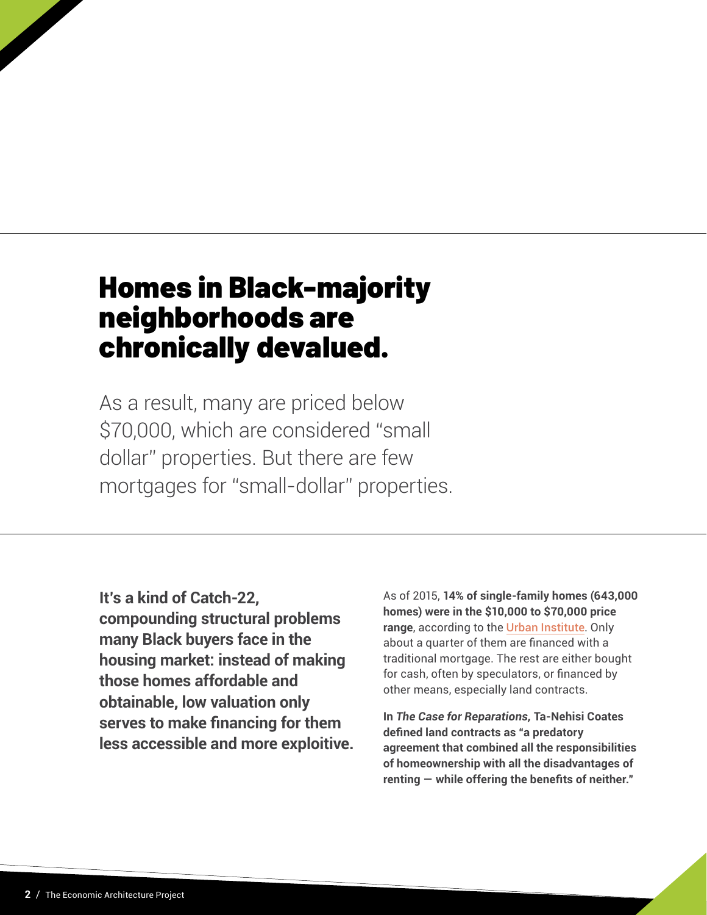# Homes in Black-majority neighborhoods are chronically devalued.

As a result, many are priced below $70,000, which are considered "small dollar" properties. But there are few mortgages for "small-dollar" properties.

**It's a kind of Catch-22, compounding structural problems many Black buyers face in the housing market: instead of making those homes affordable and obtainable, low valuation only serves to make financing for them less accessible and more exploitive.**

As of 2015, **14% of single-family homes (643,000 homes) were in the $10,000 to $70,000 price range**, according to the Urban Institute. Only about a quarter of them are financed with a traditional mortgage. The rest are either bought for cash, often by speculators, or financed by other means, especially land contracts.

**In *The Case for Reparations,* Ta-Nehisi Coates defined land contracts as "a predatory agreement that combined all the responsibilities of homeownership with all the disadvantages of renting — while offering the benefits of neither."**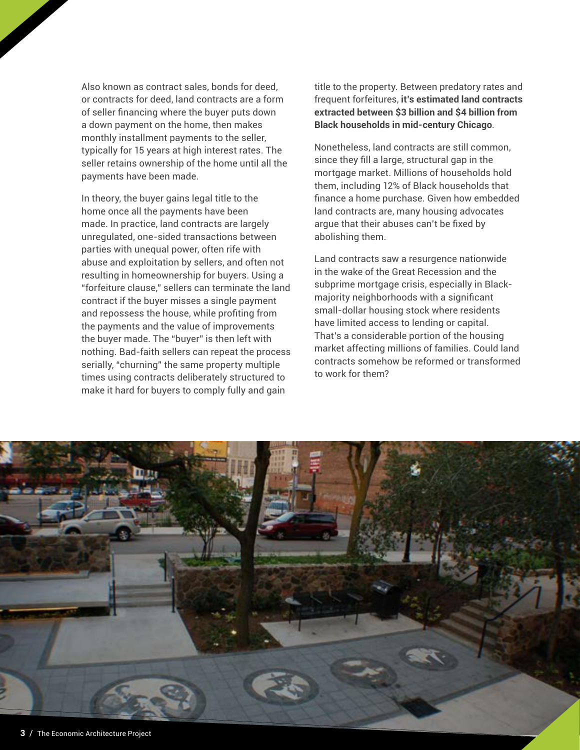Also known as contract sales, bonds for deed, or contracts for deed, land contracts are a form of seller financing where the buyer puts down a down payment on the home, then makes monthly installment payments to the seller, typically for 15 years at high interest rates. The seller retains ownership of the home until all the payments have been made.

In theory, the buyer gains legal title to the home once all the payments have been made. In practice, land contracts are largely unregulated, one-sided transactions between parties with unequal power, often rife with abuse and exploitation by sellers, and often not resulting in homeownership for buyers. Using a "forfeiture clause," sellers can terminate the land contract if the buyer misses a single payment and repossess the house, while profiting from the payments and the value of improvements the buyer made. The "buyer" is then left with nothing. Bad-faith sellers can repeat the process serially, "churning" the same property multiple times using contracts deliberately structured to make it hard for buyers to comply fully and gain title to the property. Between predatory rates and frequent forfeitures, **it's estimated land contracts extracted between $3 billion and $4 billion from Black households in mid-century Chicago**.

Nonetheless, land contracts are still common, since they fill a large, structural gap in the mortgage market. Millions of households hold them, including 12% of Black households that finance a home purchase. Given how embedded land contracts are, many housing advocates argue that their abuses can't be fixed by abolishing them.

Land contracts saw a resurgence nationwide in the wake of the Great Recession and the subprime mortgage crisis, especially in Black-majority neighborhoods with a significant small-dollar housing stock where residents have limited access to lending or capital. That's a considerable portion of the housing market affecting millions of families. Could land contracts somehow be reformed or transformed to work for them?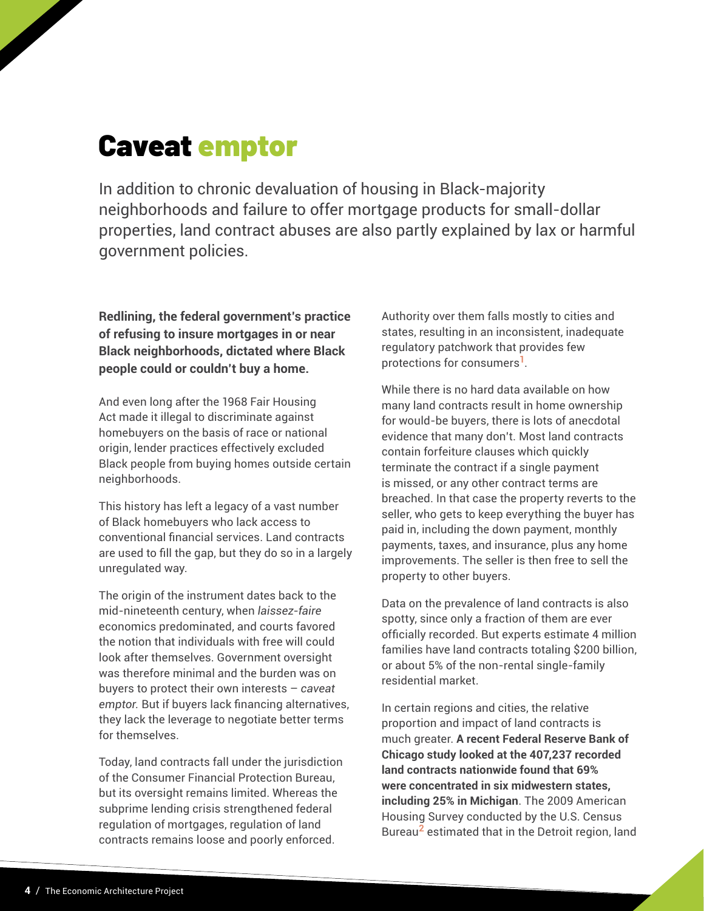# Caveat emptor

In addition to chronic devaluation of housing in Black-majority neighborhoods and failure to offer mortgage products for small-dollar properties, land contract abuses are also partly explained by lax or harmful government policies.

**Redlining, the federal government's practice of refusing to insure mortgages in or near Black neighborhoods, dictated where Black people could or couldn't buy a home.**

And even long after the 1968 Fair Housing Act made it illegal to discriminate against homebuyers on the basis of race or national origin, lender practices effectively excluded Black people from buying homes outside certain neighborhoods.

This history has left a legacy of a vast number of Black homebuyers who lack access to conventional financial services. Land contracts are used to fill the gap, but they do so in a largely unregulated way.

The origin of the instrument dates back to the mid-nineteenth century, when *laissez-faire* economics predominated, and courts favored the notion that individuals with free will could look after themselves. Government oversight was therefore minimal and the burden was on buyers to protect their own interests – *caveat emptor.* But if buyers lack financing alternatives, they lack the leverage to negotiate better terms for themselves.

Today, land contracts fall under the jurisdiction of the Consumer Financial Protection Bureau, but its oversight remains limited. Whereas the subprime lending crisis strengthened federal regulation of mortgages, regulation of land contracts remains loose and poorly enforced. Authority over them falls mostly to cities and states, resulting in an inconsistent, inadequate regulatory patchwork that provides few protections for consumers[1].

While there is no hard data available on how many land contracts result in home ownership for would-be buyers, there is lots of anecdotal evidence that many don't. Most land contracts contain forfeiture clauses which quickly terminate the contract if a single payment is missed, or any other contract terms are breached. In that case the property reverts to the seller, who gets to keep everything the buyer has paid in, including the down payment, monthly payments, taxes, and insurance, plus any home improvements. The seller is then free to sell the property to other buyers.

Data on the prevalence of land contracts is also spotty, since only a fraction of them are ever officially recorded. But experts estimate 4 million families have land contracts totaling $200 billion, or about 5% of the non-rental single-family residential market.

In certain regions and cities, the relative proportion and impact of land contracts is much greater. **A recent Federal Reserve Bank of Chicago study looked at the 407,237 recorded land contracts nationwide found that 69% were concentrated in six midwestern states, including 25% in Michigan**. The 2009 American Housing Survey conducted by the U.S. Census Bureau[2] estimated that in the Detroit region, land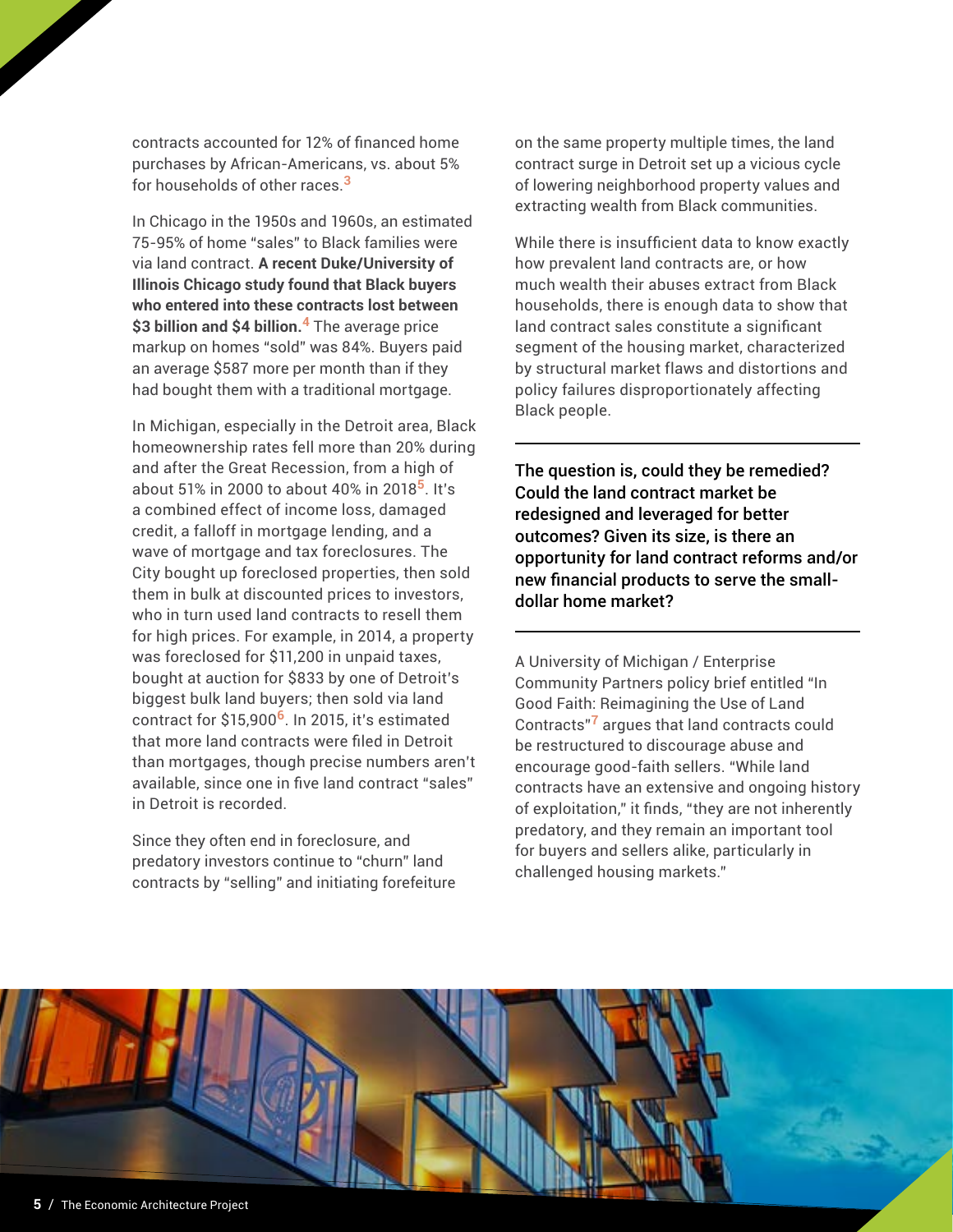contracts accounted for 12% of financed home purchases by African-Americans, vs. about 5% for households of other races.[3]

In Chicago in the 1950s and 1960s, an estimated 75-95% of home "sales" to Black families were via land contract. **A recent Duke/University of Illinois Chicago study found that Black buyers who entered into these contracts lost between $3 billion and $4 billion.**[4] The average price markup on homes "sold" was 84%. Buyers paid an average $587 more per month than if they had bought them with a traditional mortgage.

In Michigan, especially in the Detroit area, Black homeownership rates fell more than 20% during and after the Great Recession, from a high of about 51% in 2000 to about 40% in 2018[5]. It's a combined effect of income loss, damaged credit, a falloff in mortgage lending, and a wave of mortgage and tax foreclosures. The City bought up foreclosed properties, then sold them in bulk at discounted prices to investors, who in turn used land contracts to resell them for high prices. For example, in 2014, a property was foreclosed for $11,200 in unpaid taxes, bought at auction for $833 by one of Detroit's biggest bulk land buyers; then sold via land contract for $15,900[6]. In 2015, it's estimated that more land contracts were filed in Detroit than mortgages, though precise numbers aren't available, since one in five land contract "sales" in Detroit is recorded.

Since they often end in foreclosure, and predatory investors continue to "churn" land contracts by "selling" and initiating forefeiture on the same property multiple times, the land contract surge in Detroit set up a vicious cycle of lowering neighborhood property values and extracting wealth from Black communities.

While there is insufficient data to know exactly how prevalent land contracts are, or how much wealth their abuses extract from Black households, there is enough data to show that land contract sales constitute a significant segment of the housing market, characterized by structural market flaws and distortions and policy failures disproportionately affecting Black people.

---

**The question is, could they be remedied? Could the land contract market be redesigned and leveraged for better outcomes? Given its size, is there an opportunity for land contract reforms and/or new financial products to serve the small-dollar home market?**

---

A University of Michigan / Enterprise Community Partners policy brief entitled "In Good Faith: Reimagining the Use of Land Contracts"[7] argues that land contracts could be restructured to discourage abuse and encourage good-faith sellers. "While land contracts have an extensive and ongoing history of exploitation," it finds, "they are not inherently predatory, and they remain an important tool for buyers and sellers alike, particularly in challenged housing markets."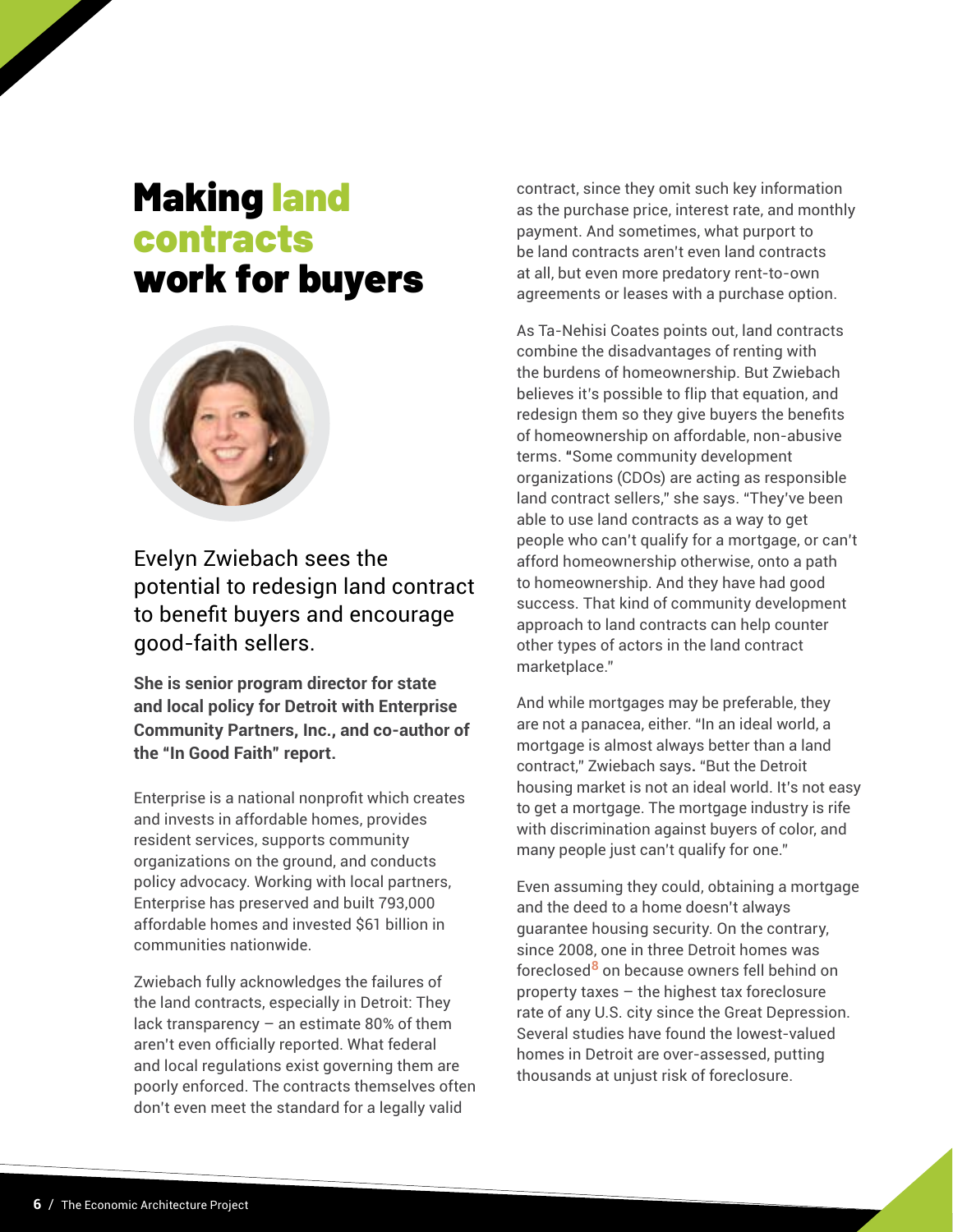# Making land contracts work for buyers

Evelyn Zwiebach sees the potential to redesign land contract to benefit buyers and encourage good-faith sellers.

**She is senior program director for state and local policy for Detroit with Enterprise Community Partners, Inc., and co-author of the "In Good Faith" report.**

Enterprise is a national nonprofit which creates and invests in affordable homes, provides resident services, supports community organizations on the ground, and conducts policy advocacy. Working with local partners, Enterprise has preserved and built 793,000 affordable homes and invested $61 billion in communities nationwide.

Zwiebach fully acknowledges the failures of the land contracts, especially in Detroit: They lack transparency – an estimate 80% of them aren't even officially reported. What federal and local regulations exist governing them are poorly enforced. The contracts themselves often don't even meet the standard for a legally valid contract, since they omit such key information as the purchase price, interest rate, and monthly payment. And sometimes, what purport to be land contracts aren't even land contracts at all, but even more predatory rent-to-own agreements or leases with a purchase option.

As Ta-Nehisi Coates points out, land contracts combine the disadvantages of renting with the burdens of homeownership. But Zwiebach believes it's possible to flip that equation, and redesign them so they give buyers the benefits of homeownership on affordable, non-abusive terms. "Some community development organizations (CDOs) are acting as responsible land contract sellers," she says. "They've been able to use land contracts as a way to get people who can't qualify for a mortgage, or can't afford homeownership otherwise, onto a path to homeownership. And they have had good success. That kind of community development approach to land contracts can help counter other types of actors in the land contract marketplace."

And while mortgages may be preferable, they are not a panacea, either. "In an ideal world, a mortgage is almost always better than a land contract," Zwiebach says. "But the Detroit housing market is not an ideal world. It's not easy to get a mortgage. The mortgage industry is rife with discrimination against buyers of color, and many people just can't qualify for one."

Even assuming they could, obtaining a mortgage and the deed to a home doesn't always guarantee housing security. On the contrary, since 2008, one in three Detroit homes was foreclosed[8] on because owners fell behind on property taxes – the highest tax foreclosure rate of any U.S. city since the Great Depression. Several studies have found the lowest-valued homes in Detroit are over-assessed, putting thousands at unjust risk of foreclosure.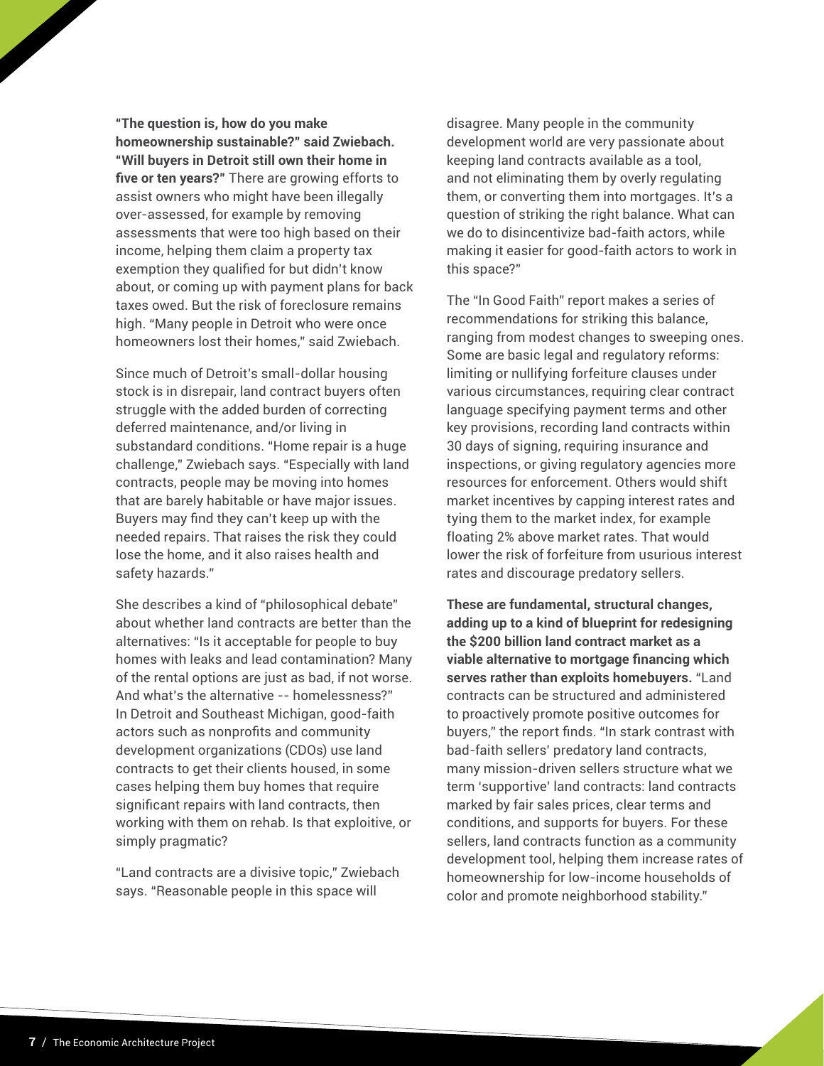**"The question is, how do you make homeownership sustainable?" said Zwiebach. "Will buyers in Detroit still own their home in five or ten years?"** There are growing efforts to assist owners who might have been illegally over-assessed, for example by removing assessments that were too high based on their income, helping them claim a property tax exemption they qualified for but didn't know about, or coming up with payment plans for back taxes owed. But the risk of foreclosure remains high. "Many people in Detroit who were once homeowners lost their homes," said Zwiebach.

Since much of Detroit's small-dollar housing stock is in disrepair, land contract buyers often struggle with the added burden of correcting deferred maintenance, and/or living in substandard conditions. "Home repair is a huge challenge," Zwiebach says. "Especially with land contracts, people may be moving into homes that are barely habitable or have major issues. Buyers may find they can't keep up with the needed repairs. That raises the risk they could lose the home, and it also raises health and safety hazards."

She describes a kind of "philosophical debate" about whether land contracts are better than the alternatives: "Is it acceptable for people to buy homes with leaks and lead contamination? Many of the rental options are just as bad, if not worse. And what's the alternative -- homelessness?" In Detroit and Southeast Michigan, good-faith actors such as nonprofits and community development organizations (CDOs) use land contracts to get their clients housed, in some cases helping them buy homes that require significant repairs with land contracts, then working with them on rehab. Is that exploitive, or simply pragmatic?

"Land contracts are a divisive topic," Zwiebach says. "Reasonable people in this space will disagree. Many people in the community development world are very passionate about keeping land contracts available as a tool, and not eliminating them by overly regulating them, or converting them into mortgages. It's a question of striking the right balance. What can we do to disincentivize bad-faith actors, while making it easier for good-faith actors to work in this space?"

The "In Good Faith" report makes a series of recommendations for striking this balance, ranging from modest changes to sweeping ones. Some are basic legal and regulatory reforms: limiting or nullifying forfeiture clauses under various circumstances, requiring clear contract language specifying payment terms and other key provisions, recording land contracts within 30 days of signing, requiring insurance and inspections, or giving regulatory agencies more resources for enforcement. Others would shift market incentives by capping interest rates and tying them to the market index, for example floating 2% above market rates. That would lower the risk of forfeiture from usurious interest rates and discourage predatory sellers.

**These are fundamental, structural changes, adding up to a kind of blueprint for redesigning the $200 billion land contract market as a viable alternative to mortgage financing which serves rather than exploits homebuyers.** "Land contracts can be structured and administered to proactively promote positive outcomes for buyers," the report finds. "In stark contrast with bad-faith sellers' predatory land contracts, many mission-driven sellers structure what we term 'supportive' land contracts: land contracts marked by fair sales prices, clear terms and conditions, and supports for buyers. For these sellers, land contracts function as a community development tool, helping them increase rates of homeownership for low-income households of color and promote neighborhood stability."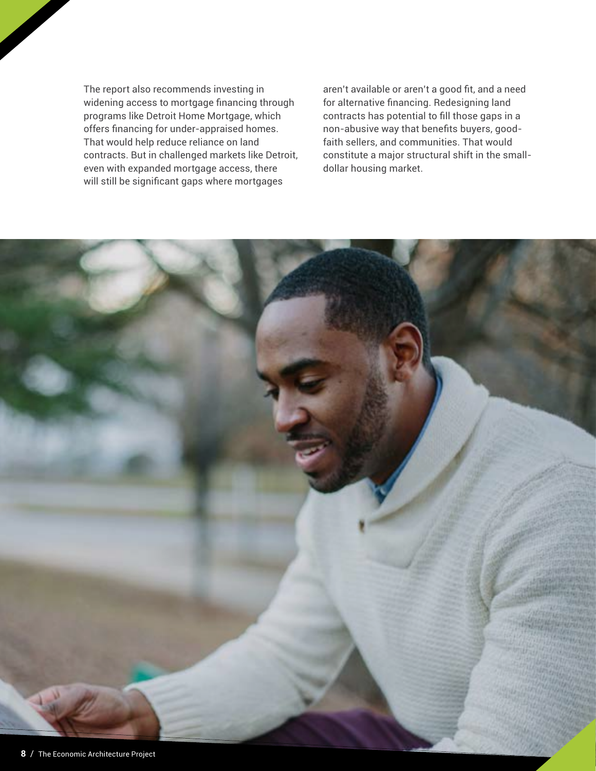The report also recommends investing in widening access to mortgage financing through programs like Detroit Home Mortgage, which offers financing for under-appraised homes. That would help reduce reliance on land contracts. But in challenged markets like Detroit, even with expanded mortgage access, there will still be significant gaps where mortgages aren't available or aren't a good fit, and a need for alternative financing. Redesigning land contracts has potential to fill those gaps in a non-abusive way that benefits buyers, good-faith sellers, and communities. That would constitute a major structural shift in the small-dollar housing market.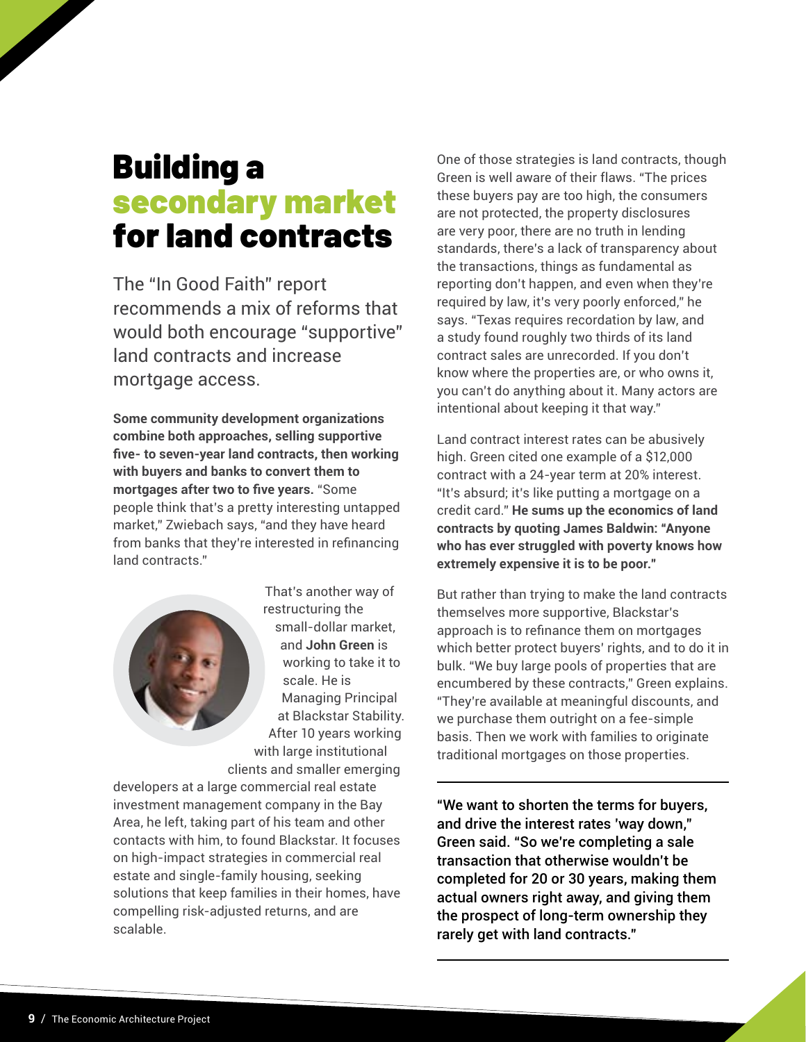# Building a secondary market for land contracts

The "In Good Faith" report recommends a mix of reforms that would both encourage "supportive" land contracts and increase mortgage access.

**Some community development organizations combine both approaches, selling supportive five- to seven-year land contracts, then working with buyers and banks to convert them to mortgages after two to five years.** "Some people think that's a pretty interesting untapped market," Zwiebach says, "and they have heard from banks that they're interested in refinancing land contracts."

That's another way of restructuring the small-dollar market, and **John Green** is working to take it to scale. He is Managing Principal at Blackstar Stability. After 10 years working with large institutional clients and smaller emerging developers at a large commercial real estate investment management company in the Bay Area, he left, taking part of his team and other contacts with him, to found Blackstar. It focuses on high-impact strategies in commercial real estate and single-family housing, seeking solutions that keep families in their homes, have compelling risk-adjusted returns, and are scalable.

One of those strategies is land contracts, though Green is well aware of their flaws. "The prices these buyers pay are too high, the consumers are not protected, the property disclosures are very poor, there are no truth in lending standards, there's a lack of transparency about the transactions, things as fundamental as reporting don't happen, and even when they're required by law, it's very poorly enforced," he says. "Texas requires recordation by law, and a study found roughly two thirds of its land contract sales are unrecorded. If you don't know where the properties are, or who owns it, you can't do anything about it. Many actors are intentional about keeping it that way."

Land contract interest rates can be abusively high. Green cited one example of a $12,000 contract with a 24-year term at 20% interest. "It's absurd; it's like putting a mortgage on a credit card." **He sums up the economics of land contracts by quoting James Baldwin: "Anyone who has ever struggled with poverty knows how extremely expensive it is to be poor."**

But rather than trying to make the land contracts themselves more supportive, Blackstar's approach is to refinance them on mortgages which better protect buyers' rights, and to do it in bulk. "We buy large pools of properties that are encumbered by these contracts," Green explains. "They're available at meaningful discounts, and we purchase them outright on a fee-simple basis. Then we work with families to originate traditional mortgages on those properties.

"We want to shorten the terms for buyers, and drive the interest rates 'way down," Green said. "So we're completing a sale transaction that otherwise wouldn't be completed for 20 or 30 years, making them actual owners right away, and giving them the prospect of long-term ownership they rarely get with land contracts."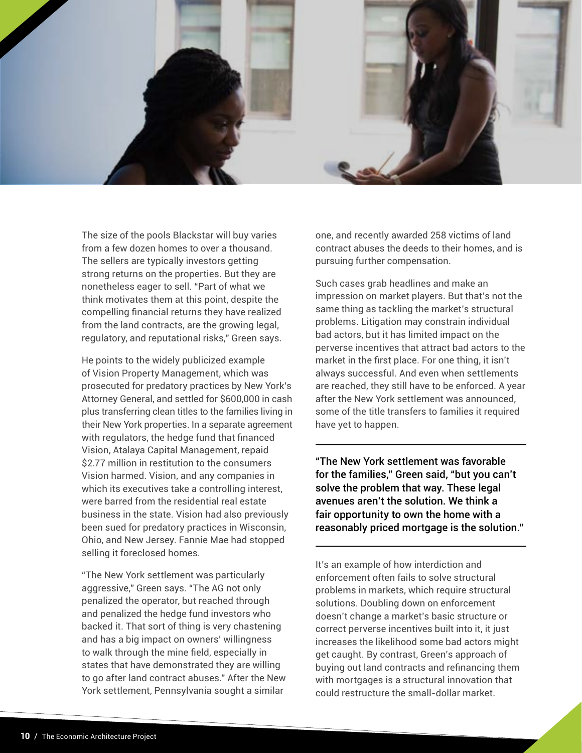The size of the pools Blackstar will buy varies from a few dozen homes to over a thousand. The sellers are typically investors getting strong returns on the properties. But they are nonetheless eager to sell. "Part of what we think motivates them at this point, despite the compelling financial returns they have realized from the land contracts, are the growing legal, regulatory, and reputational risks," Green says.

He points to the widely publicized example of Vision Property Management, which was prosecuted for predatory practices by New York's Attorney General, and settled for $600,000 in cash plus transferring clean titles to the families living in their New York properties. In a separate agreement with regulators, the hedge fund that financed Vision, Atalaya Capital Management, repaid $2.77 million in restitution to the consumers Vision harmed. Vision, and any companies in which its executives take a controlling interest, were barred from the residential real estate business in the state. Vision had also previously been sued for predatory practices in Wisconsin, Ohio, and New Jersey. Fannie Mae had stopped selling it foreclosed homes.

"The New York settlement was particularly aggressive," Green says. "The AG not only penalized the operator, but reached through and penalized the hedge fund investors who backed it. That sort of thing is very chastening and has a big impact on owners' willingness to walk through the mine field, especially in states that have demonstrated they are willing to go after land contract abuses." After the New York settlement, Pennsylvania sought a similar one, and recently awarded 258 victims of land contract abuses the deeds to their homes, and is pursuing further compensation.

Such cases grab headlines and make an impression on market players. But that's not the same thing as tackling the market's structural problems. Litigation may constrain individual bad actors, but it has limited impact on the perverse incentives that attract bad actors to the market in the first place. For one thing, it isn't always successful. And even when settlements are reached, they still have to be enforced. A year after the New York settlement was announced, some of the title transfers to families it required have yet to happen.

> "The New York settlement was favorable for the families," Green said, "but you can't solve the problem that way. These legal avenues aren't the solution. We think a fair opportunity to own the home with a reasonably priced mortgage is the solution."

It's an example of how interdiction and enforcement often fails to solve structural problems in markets, which require structural solutions. Doubling down on enforcement doesn't change a market's basic structure or correct perverse incentives built into it, it just increases the likelihood some bad actors might get caught. By contrast, Green's approach of buying out land contracts and refinancing them with mortgages is a structural innovation that could restructure the small-dollar market.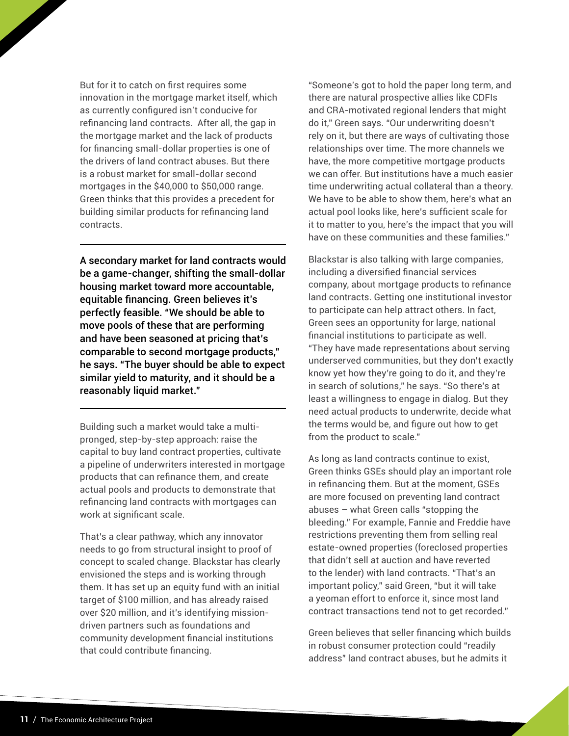But for it to catch on first requires some innovation in the mortgage market itself, which as currently configured isn't conducive for refinancing land contracts. After all, the gap in the mortgage market and the lack of products for financing small-dollar properties is one of the drivers of land contract abuses. But there is a robust market for small-dollar second mortgages in the $40,000 to $50,000 range. Green thinks that this provides a precedent for building similar products for refinancing land contracts.

---

**A secondary market for land contracts would be a game-changer, shifting the small-dollar housing market toward more accountable, equitable financing. Green believes it's perfectly feasible. "We should be able to move pools of these that are performing and have been seasoned at pricing that's comparable to second mortgage products," he says. "The buyer should be able to expect similar yield to maturity, and it should be a reasonably liquid market."**

---

Building such a market would take a multi-pronged, step-by-step approach: raise the capital to buy land contract properties, cultivate a pipeline of underwriters interested in mortgage products that can refinance them, and create actual pools and products to demonstrate that refinancing land contracts with mortgages can work at significant scale.

That's a clear pathway, which any innovator needs to go from structural insight to proof of concept to scaled change. Blackstar has clearly envisioned the steps and is working through them. It has set up an equity fund with an initial target of $100 million, and has already raised over $20 million, and it's identifying mission-driven partners such as foundations and community development financial institutions that could contribute financing.

"Someone's got to hold the paper long term, and there are natural prospective allies like CDFIs and CRA-motivated regional lenders that might do it," Green says. "Our underwriting doesn't rely on it, but there are ways of cultivating those relationships over time. The more channels we have, the more competitive mortgage products we can offer. But institutions have a much easier time underwriting actual collateral than a theory. We have to be able to show them, here's what an actual pool looks like, here's sufficient scale for it to matter to you, here's the impact that you will have on these communities and these families."

Blackstar is also talking with large companies, including a diversified financial services company, about mortgage products to refinance land contracts. Getting one institutional investor to participate can help attract others. In fact, Green sees an opportunity for large, national financial institutions to participate as well. "They have made representations about serving underserved communities, but they don't exactly know yet how they're going to do it, and they're in search of solutions," he says. "So there's at least a willingness to engage in dialog. But they need actual products to underwrite, decide what the terms would be, and figure out how to get from the product to scale."

As long as land contracts continue to exist, Green thinks GSEs should play an important role in refinancing them. But at the moment, GSEs are more focused on preventing land contract abuses – what Green calls "stopping the bleeding." For example, Fannie and Freddie have restrictions preventing them from selling real estate-owned properties (foreclosed properties that didn't sell at auction and have reverted to the lender) with land contracts. "That's an important policy," said Green, "but it will take a yeoman effort to enforce it, since most land contract transactions tend not to get recorded."

Green believes that seller financing which builds in robust consumer protection could "readily address" land contract abuses, but he admits it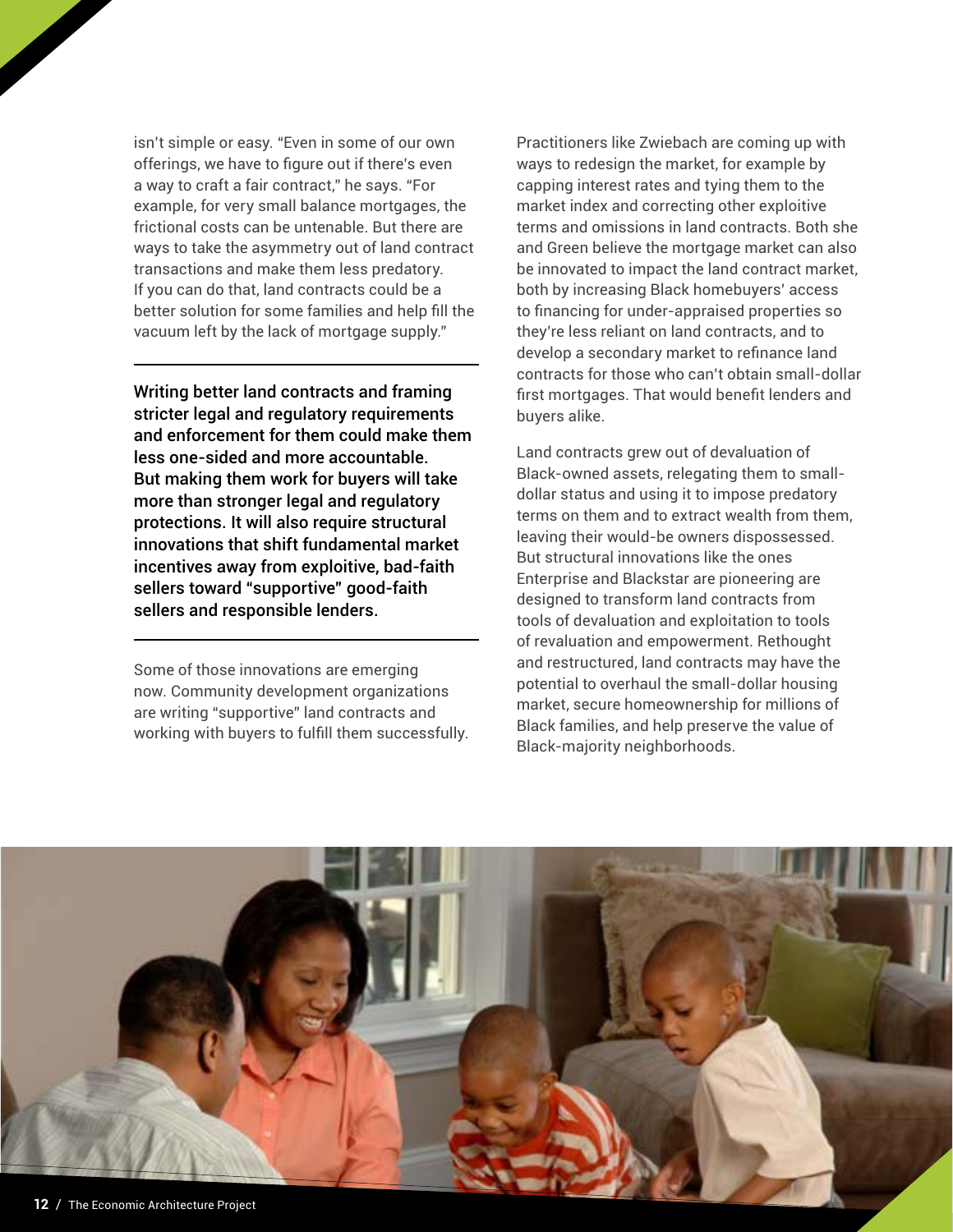isn't simple or easy. "Even in some of our own offerings, we have to figure out if there's even a way to craft a fair contract," he says. "For example, for very small balance mortgages, the frictional costs can be untenable. But there are ways to take the asymmetry out of land contract transactions and make them less predatory. If you can do that, land contracts could be a better solution for some families and help fill the vacuum left by the lack of mortgage supply."

---

**Writing better land contracts and framing stricter legal and regulatory requirements and enforcement for them could make them less one-sided and more accountable. But making them work for buyers will take more than stronger legal and regulatory protections. It will also require structural innovations that shift fundamental market incentives away from exploitive, bad-faith sellers toward "supportive" good-faith sellers and responsible lenders.**

---

Some of those innovations are emerging now. Community development organizations are writing "supportive" land contracts and working with buyers to fulfill them successfully. Practitioners like Zwiebach are coming up with ways to redesign the market, for example by capping interest rates and tying them to the market index and correcting other exploitive terms and omissions in land contracts. Both she and Green believe the mortgage market can also be innovated to impact the land contract market, both by increasing Black homebuyers' access to financing for under-appraised properties so they're less reliant on land contracts, and to develop a secondary market to refinance land contracts for those who can't obtain small-dollar first mortgages. That would benefit lenders and buyers alike.

Land contracts grew out of devaluation of Black-owned assets, relegating them to small-dollar status and using it to impose predatory terms on them and to extract wealth from them, leaving their would-be owners dispossessed. But structural innovations like the ones Enterprise and Blackstar are pioneering are designed to transform land contracts from tools of devaluation and exploitation to tools of revaluation and empowerment. Rethought and restructured, land contracts may have the potential to overhaul the small-dollar housing market, secure homeownership for millions of Black families, and help preserve the value of Black-majority neighborhoods.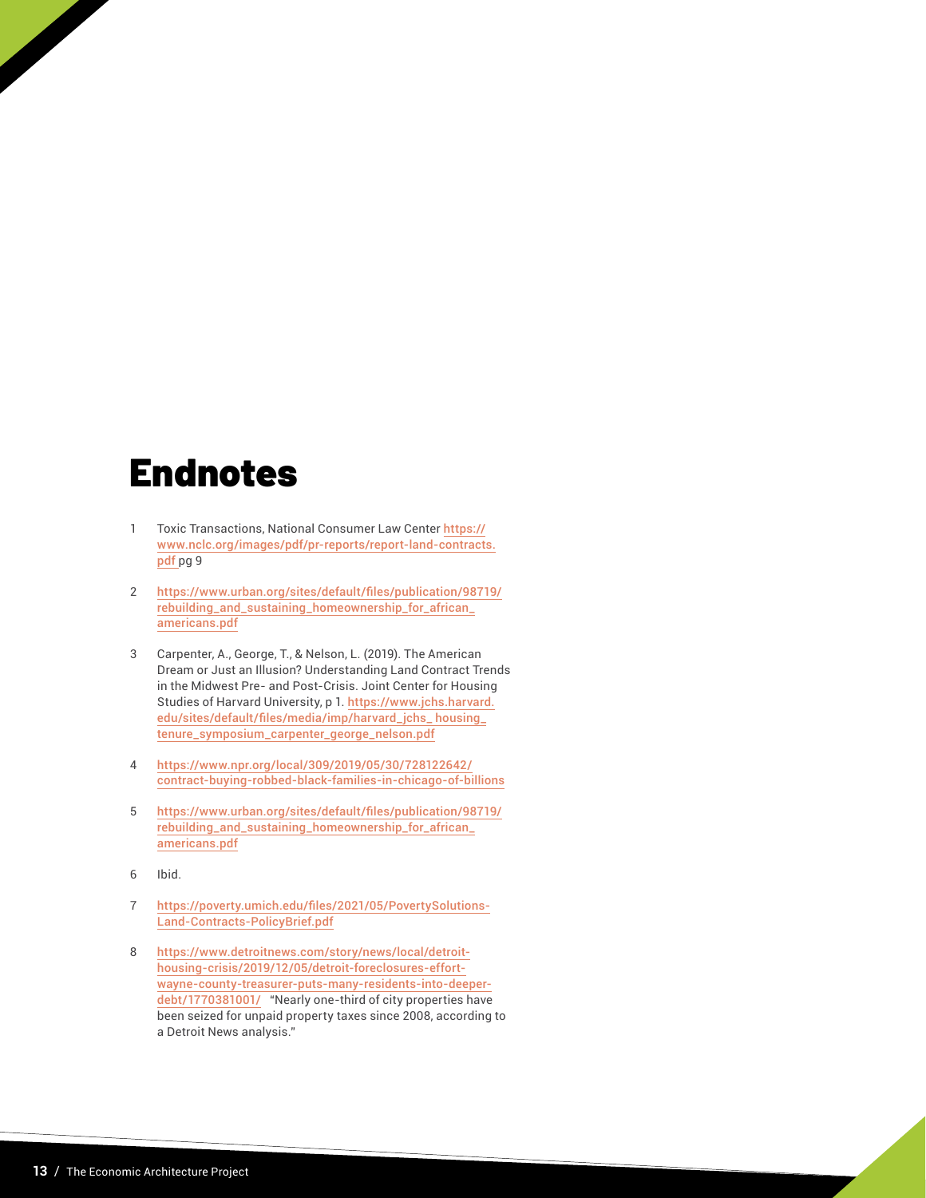# Endnotes

1. Toxic Transactions, National Consumer Law Center https://www.nclc.org/images/pdf/pr-reports/report-land-contracts.pdf pg 9

2. https://www.urban.org/sites/default/files/publication/98719/rebuilding_and_sustaining_homeownership_for_african_americans.pdf

3. Carpenter, A., George, T., & Nelson, L. (2019). The American Dream or Just an Illusion? Understanding Land Contract Trends in the Midwest Pre- and Post-Crisis. Joint Center for Housing Studies of Harvard University, p 1. https://www.jchs.harvard.edu/sites/default/files/media/imp/harvard_jchs_housing_tenure_symposium_carpenter_george_nelson.pdf

4. https://www.npr.org/local/309/2019/05/30/728122642/contract-buying-robbed-black-families-in-chicago-of-billions

5. https://www.urban.org/sites/default/files/publication/98719/rebuilding_and_sustaining_homeownership_for_african_americans.pdf

6. Ibid.

7. https://poverty.umich.edu/files/2021/05/PovertySolutions-Land-Contracts-PolicyBrief.pdf

8. https://www.detroitnews.com/story/news/local/detroit-housing-crisis/2019/12/05/detroit-foreclosures-effort-wayne-county-treasurer-puts-many-residents-into-deeper-debt/1770381001/ "Nearly one-third of city properties have been seized for unpaid property taxes since 2008, according to a Detroit News analysis."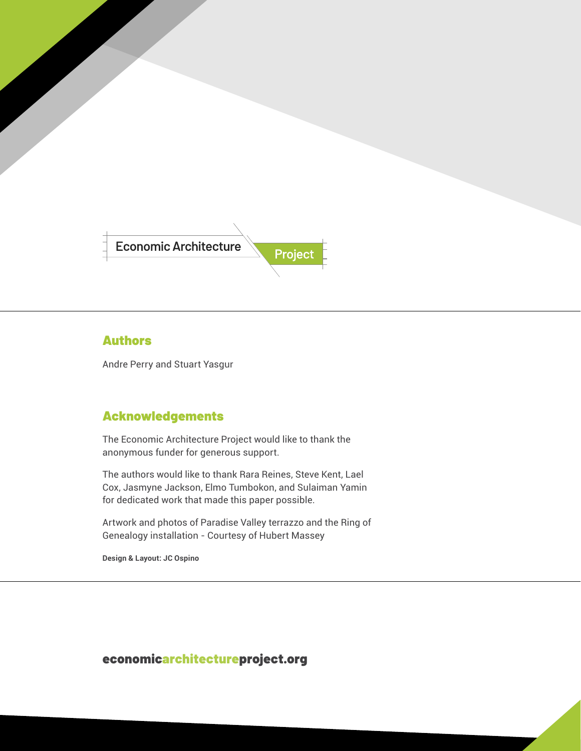Economic Architecture Project

## Authors

Andre Perry and Stuart Yasgur

## Acknowledgements

The Economic Architecture Project would like to thank the anonymous funder for generous support.

The authors would like to thank Rara Reines, Steve Kent, Lael Cox, Jasmyne Jackson, Elmo Tumbokon, and Sulaiman Yamin for dedicated work that made this paper possible.

Artwork and photos of Paradise Valley terrazzo and the Ring of Genealogy installation - Courtesy of Hubert Massey

**Design & Layout: JC Ospino**

**economicarchitectureproject.org**